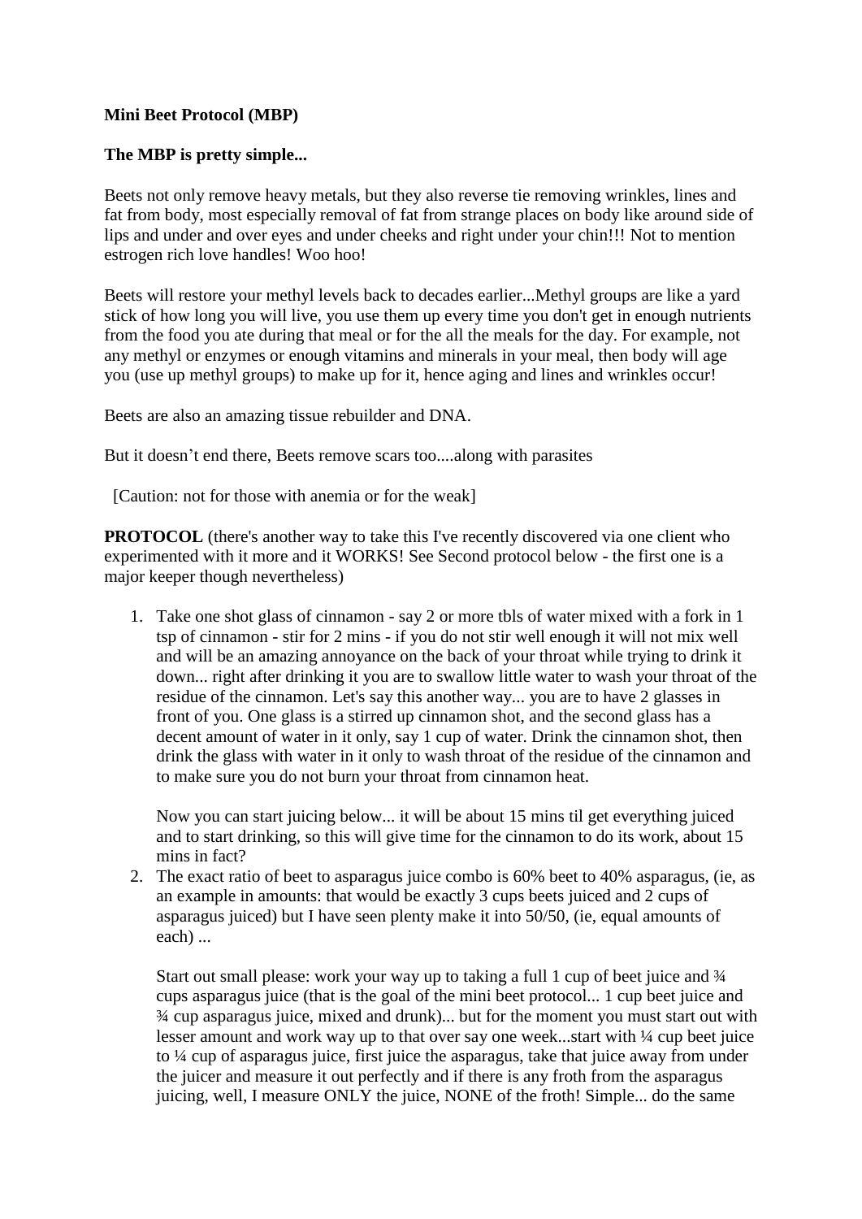**Mini Beet Protocol (MBP)**

**The MBP is pretty simple...**

Beets not only remove heavy metals, but they also reverse tie removing wrinkles, lines and fat from body, most especially removal of fat from strange places on body like around side of lips and under and over eyes and under cheeks and right under your chin!!! Not to mention estrogen rich love handles! Woo hoo!

Beets will restore your methyl levels back to decades earlier...Methyl groups are like a yard stick of how long you will live, you use them up every time you don't get in enough nutrients from the food you ate during that meal or for the all the meals for the day. For example, not any methyl or enzymes or enough vitamins and minerals in your meal, then body will age you (use up methyl groups) to make up for it, hence aging and lines and wrinkles occur!

Beets are also an amazing tissue rebuilder and DNA.

But it doesn't end there, Beets remove scars too....along with parasites

[Caution: not for those with anemia or for the weak]

**PROTOCOL** (there's another way to take this I've recently discovered via one client who experimented with it more and it WORKS! See Second protocol below - the first one is a major keeper though nevertheless)

1. Take one shot glass of cinnamon - say 2 or more tbls of water mixed with a fork in 1 tsp of cinnamon - stir for 2 mins - if you do not stir well enough it will not mix well and will be an amazing annoyance on the back of your throat while trying to drink it down... right after drinking it you are to swallow little water to wash your throat of the residue of the cinnamon. Let's say this another way... you are to have 2 glasses in front of you. One glass is a stirred up cinnamon shot, and the second glass has a decent amount of water in it only, say 1 cup of water. Drink the cinnamon shot, then drink the glass with water in it only to wash throat of the residue of the cinnamon and to make sure you do not burn your throat from cinnamon heat.

   Now you can start juicing below... it will be about 15 mins til get everything juiced and to start drinking, so this will give time for the cinnamon to do its work, about 15 mins in fact?

2. The exact ratio of beet to asparagus juice combo is 60% beet to 40% asparagus, (ie, as an example in amounts: that would be exactly 3 cups beets juiced and 2 cups of asparagus juiced) but I have seen plenty make it into 50/50, (ie, equal amounts of each) ...

   Start out small please: work your way up to taking a full 1 cup of beet juice and ¾ cups asparagus juice (that is the goal of the mini beet protocol... 1 cup beet juice and ¾ cup asparagus juice, mixed and drunk)... but for the moment you must start out with lesser amount and work way up to that over say one week...start with ¼ cup beet juice to ¼ cup of asparagus juice, first juice the asparagus, take that juice away from under the juicer and measure it out perfectly and if there is any froth from the asparagus juicing, well, I measure ONLY the juice, NONE of the froth! Simple... do the same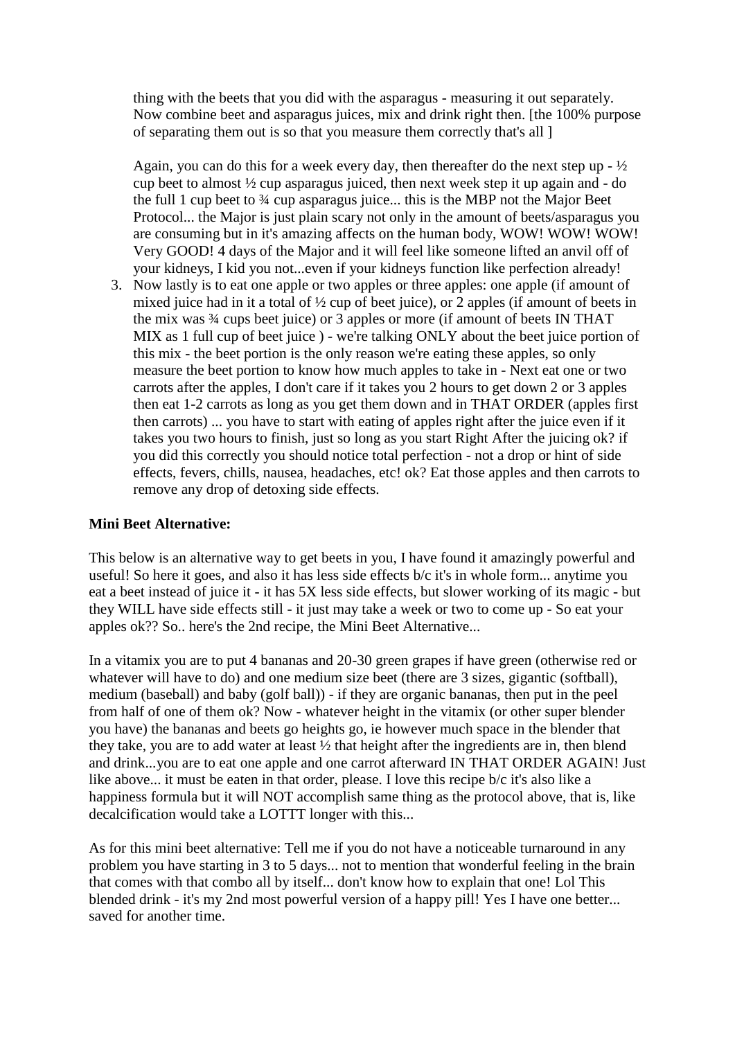thing with the beets that you did with the asparagus - measuring it out separately. Now combine beet and asparagus juices, mix and drink right then. [the 100% purpose of separating them out is so that you measure them correctly that's all ]

Again, you can do this for a week every day, then thereafter do the next step up - ½ cup beet to almost ½ cup asparagus juiced, then next week step it up again and - do the full 1 cup beet to ¾ cup asparagus juice... this is the MBP not the Major Beet Protocol... the Major is just plain scary not only in the amount of beets/asparagus you are consuming but in it's amazing affects on the human body, WOW! WOW! WOW! Very GOOD! 4 days of the Major and it will feel like someone lifted an anvil off of your kidneys, I kid you not...even if your kidneys function like perfection already!

3. Now lastly is to eat one apple or two apples or three apples: one apple (if amount of mixed juice had in it a total of ½ cup of beet juice), or 2 apples (if amount of beets in the mix was ¾ cups beet juice) or 3 apples or more (if amount of beets IN THAT MIX as 1 full cup of beet juice ) - we're talking ONLY about the beet juice portion of this mix - the beet portion is the only reason we're eating these apples, so only measure the beet portion to know how much apples to take in - Next eat one or two carrots after the apples, I don't care if it takes you 2 hours to get down 2 or 3 apples then eat 1-2 carrots as long as you get them down and in THAT ORDER (apples first then carrots) ... you have to start with eating of apples right after the juice even if it takes you two hours to finish, just so long as you start Right After the juicing ok? if you did this correctly you should notice total perfection - not a drop or hint of side effects, fevers, chills, nausea, headaches, etc! ok? Eat those apples and then carrots to remove any drop of detoxing side effects.

**Mini Beet Alternative:**

This below is an alternative way to get beets in you, I have found it amazingly powerful and useful! So here it goes, and also it has less side effects b/c it's in whole form... anytime you eat a beet instead of juice it - it has 5X less side effects, but slower working of its magic - but they WILL have side effects still - it just may take a week or two to come up - So eat your apples ok?? So.. here's the 2nd recipe, the Mini Beet Alternative...

In a vitamix you are to put 4 bananas and 20-30 green grapes if have green (otherwise red or whatever will have to do) and one medium size beet (there are 3 sizes, gigantic (softball), medium (baseball) and baby (golf ball)) - if they are organic bananas, then put in the peel from half of one of them ok? Now - whatever height in the vitamix (or other super blender you have) the bananas and beets go heights go, ie however much space in the blender that they take, you are to add water at least ½ that height after the ingredients are in, then blend and drink...you are to eat one apple and one carrot afterward IN THAT ORDER AGAIN! Just like above... it must be eaten in that order, please. I love this recipe b/c it's also like a happiness formula but it will NOT accomplish same thing as the protocol above, that is, like decalcification would take a LOTTT longer with this...

As for this mini beet alternative: Tell me if you do not have a noticeable turnaround in any problem you have starting in 3 to 5 days... not to mention that wonderful feeling in the brain that comes with that combo all by itself... don't know how to explain that one! Lol This blended drink - it's my 2nd most powerful version of a happy pill! Yes I have one better... saved for another time.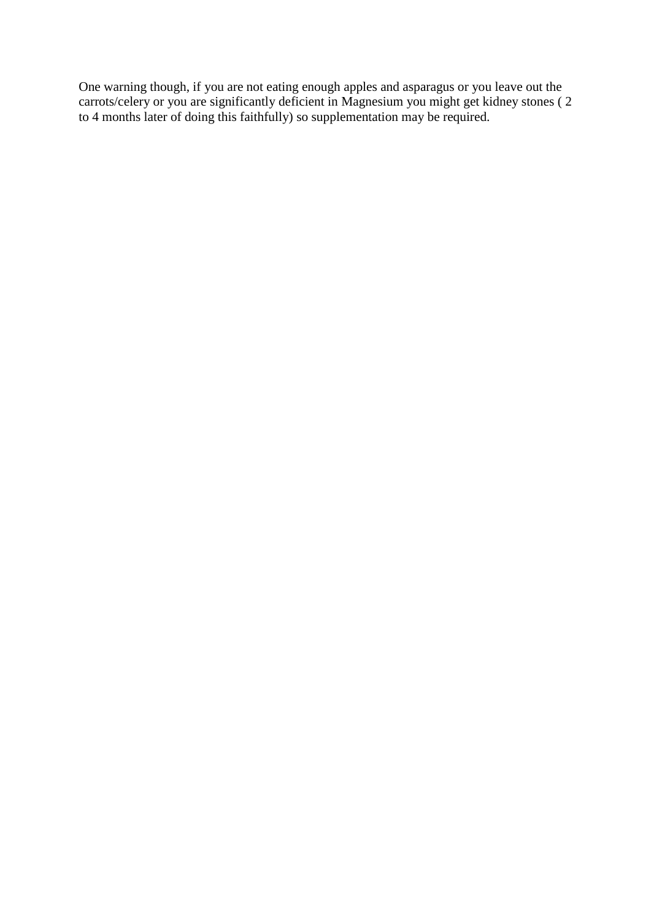One warning though, if you are not eating enough apples and asparagus or you leave out the carrots/celery or you are significantly deficient in Magnesium you might get kidney stones ( 2 to 4 months later of doing this faithfully) so supplementation may be required.